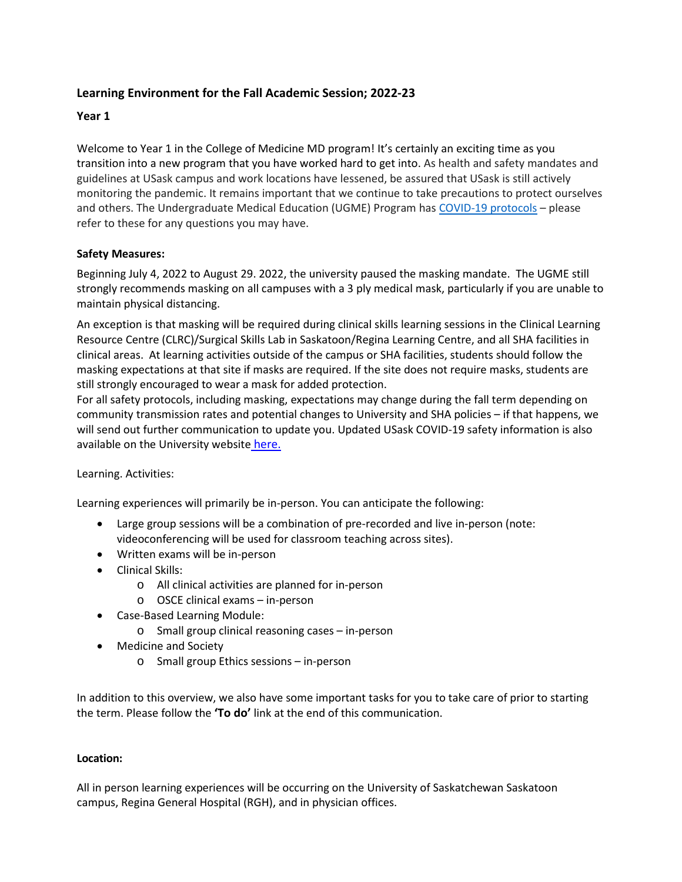## Learning Environment for the Fall Academic Session; 2022-23

### Year 1

Welcome to Year 1 in the College of Medicine MD program! It's certainly an exciting time as you transition into a new program that you have worked hard to get into. As health and safety mandates and guidelines at USask campus and work locations have lessened, be assured that USask is still actively monitoring the pandemic. It remains important that we continue to take precautions to protect ourselves and others. The Undergraduate Medical Education (UGME) Program has COVID-19 protocols – please refer to these for any questions you may have.

**Safety Measures:**

Beginning July 4, 2022 to August 29. 2022, the university paused the masking mandate. The UGME still strongly recommends masking on all campuses with a 3 ply medical mask, particularly if you are unable to maintain physical distancing.

An exception is that masking will be required during clinical skills learning sessions in the Clinical Learning Resource Centre (CLRC)/Surgical Skills Lab in Saskatoon/Regina Learning Centre, and all SHA facilities in clinical areas. At learning activities outside of the campus or SHA facilities, students should follow the masking expectations at that site if masks are required. If the site does not require masks, students are still strongly encouraged to wear a mask for added protection.

For all safety protocols, including masking, expectations may change during the fall term depending on community transmission rates and potential changes to University and SHA policies – if that happens, we will send out further communication to update you. Updated USask COVID-19 safety information is also available on the University website here.

Learning. Activities:

Learning experiences will primarily be in-person. You can anticipate the following:

- Large group sessions will be a combination of pre-recorded and live in-person (note: videoconferencing will be used for classroom teaching across sites).
- Written exams will be in-person
- Clinical Skills:
  - All clinical activities are planned for in-person
  - OSCE clinical exams – in-person
- Case-Based Learning Module:
  - Small group clinical reasoning cases – in-person
- Medicine and Society
  - Small group Ethics sessions – in-person

In addition to this overview, we also have some important tasks for you to take care of prior to starting the term. Please follow the **'To do'** link at the end of this communication.

**Location:**

All in person learning experiences will be occurring on the University of Saskatchewan Saskatoon campus, Regina General Hospital (RGH), and in physician offices.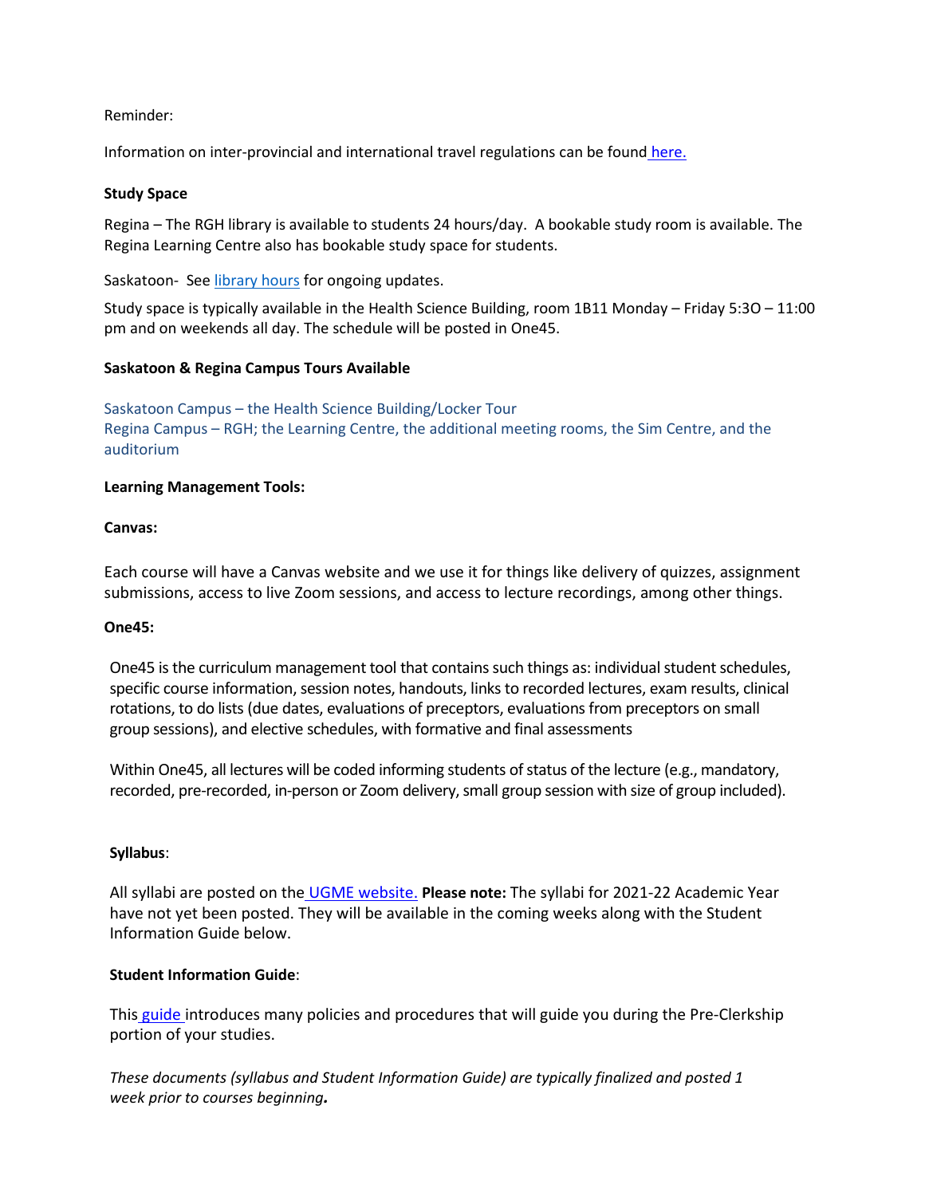Reminder:

Information on inter-provincial and international travel regulations can be found here.

**Study Space**

Regina – The RGH library is available to students 24 hours/day. A bookable study room is available. The Regina Learning Centre also has bookable study space for students.

Saskatoon- See library hours for ongoing updates.

Study space is typically available in the Health Science Building, room 1B11 Monday – Friday 5:3O – 11:00 pm and on weekends all day. The schedule will be posted in One45.

**Saskatoon & Regina Campus Tours Available**

Saskatoon Campus – the Health Science Building/Locker Tour
Regina Campus – RGH; the Learning Centre, the additional meeting rooms, the Sim Centre, and the auditorium

**Learning Management Tools:**

**Canvas:**

Each course will have a Canvas website and we use it for things like delivery of quizzes, assignment submissions, access to live Zoom sessions, and access to lecture recordings, among other things.

**One45:**

One45 is the curriculum management tool that contains such things as: individual student schedules, specific course information, session notes, handouts, links to recorded lectures, exam results, clinical rotations, to do lists (due dates, evaluations of preceptors, evaluations from preceptors on small group sessions), and elective schedules, with formative and final assessments

Within One45, all lectures will be coded informing students of status of the lecture (e.g., mandatory, recorded, pre-recorded, in-person or Zoom delivery, small group session with size of group included).

**Syllabus**:

All syllabi are posted on the UGME website. **Please note:** The syllabi for 2021-22 Academic Year have not yet been posted. They will be available in the coming weeks along with the Student Information Guide below.

**Student Information Guide**:

This guide introduces many policies and procedures that will guide you during the Pre-Clerkship portion of your studies.

*These documents (syllabus and Student Information Guide) are typically finalized and posted 1 week prior to courses beginning.*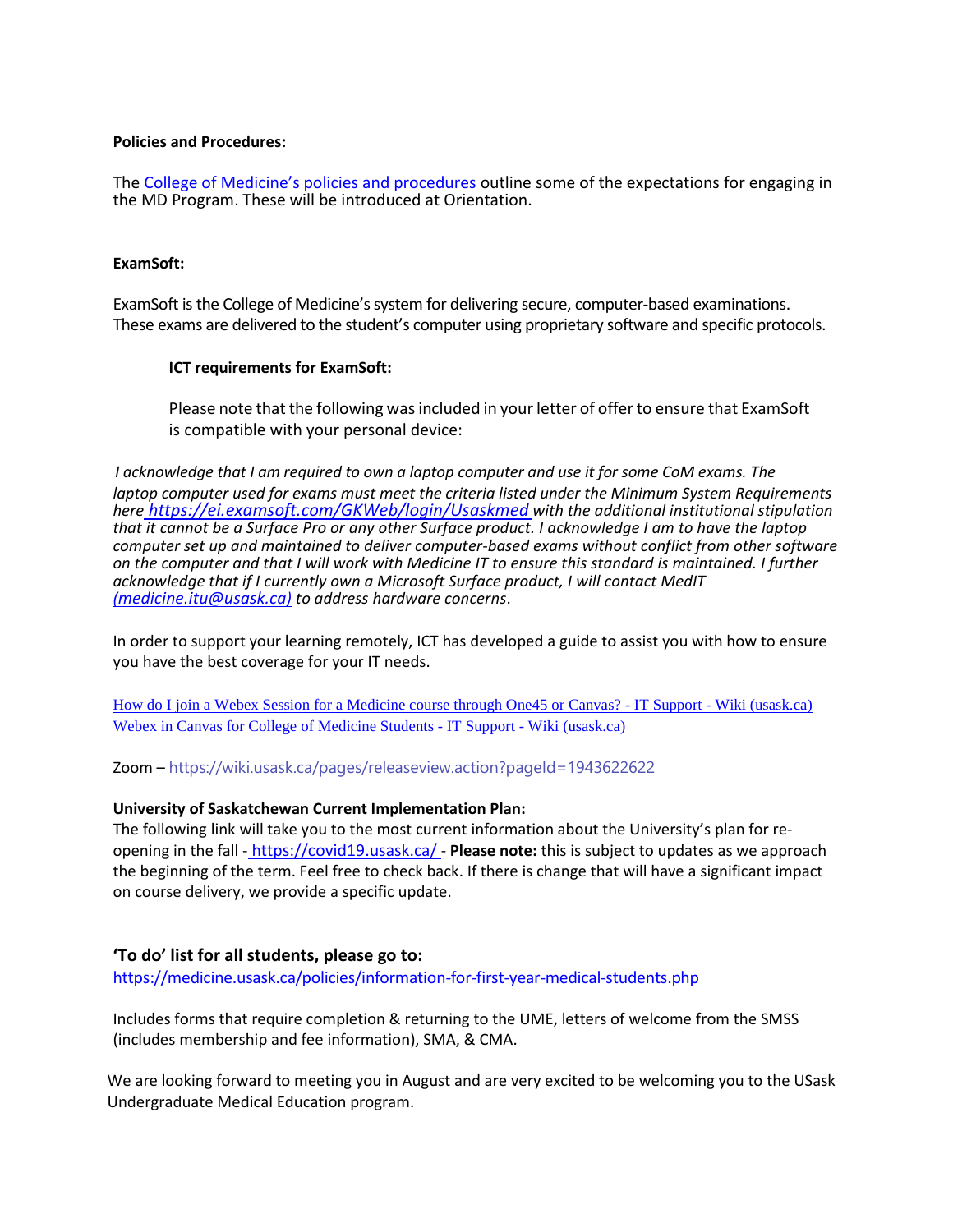**Policies and Procedures:**

The College of Medicine's policies and procedures outline some of the expectations for engaging in the MD Program. These will be introduced at Orientation.

**ExamSoft:**

ExamSoft is the College of Medicine's system for delivering secure, computer-based examinations. These exams are delivered to the student's computer using proprietary software and specific protocols.

**ICT requirements for ExamSoft:**

Please note that the following was included in your letter of offer to ensure that ExamSoft is compatible with your personal device:

*I acknowledge that I am required to own a laptop computer and use it for some CoM exams. The laptop computer used for exams must meet the criteria listed under the Minimum System Requirements here https://ei.examsoft.com/GKWeb/login/Usaskmed with the additional institutional stipulation that it cannot be a Surface Pro or any other Surface product. I acknowledge I am to have the laptop computer set up and maintained to deliver computer-based exams without conflict from other software on the computer and that I will work with Medicine IT to ensure this standard is maintained. I further acknowledge that if I currently own a Microsoft Surface product, I will contact MedIT (medicine.itu@usask.ca) to address hardware concerns.*

In order to support your learning remotely, ICT has developed a guide to assist you with how to ensure you have the best coverage for your IT needs.

How do I join a Webex Session for a Medicine course through One45 or Canvas? - IT Support - Wiki (usask.ca)
Webex in Canvas for College of Medicine Students - IT Support - Wiki (usask.ca)

Zoom – https://wiki.usask.ca/pages/releaseview.action?pageId=1943622622

**University of Saskatchewan Current Implementation Plan:**
The following link will take you to the most current information about the University's plan for re-opening in the fall - https://covid19.usask.ca/ - **Please note:** this is subject to updates as we approach the beginning of the term. Feel free to check back. If there is change that will have a significant impact on course delivery, we provide a specific update.

**'To do' list for all students, please go to:**
https://medicine.usask.ca/policies/information-for-first-year-medical-students.php

Includes forms that require completion & returning to the UME, letters of welcome from the SMSS (includes membership and fee information), SMA, & CMA.

We are looking forward to meeting you in August and are very excited to be welcoming you to the USask Undergraduate Medical Education program.